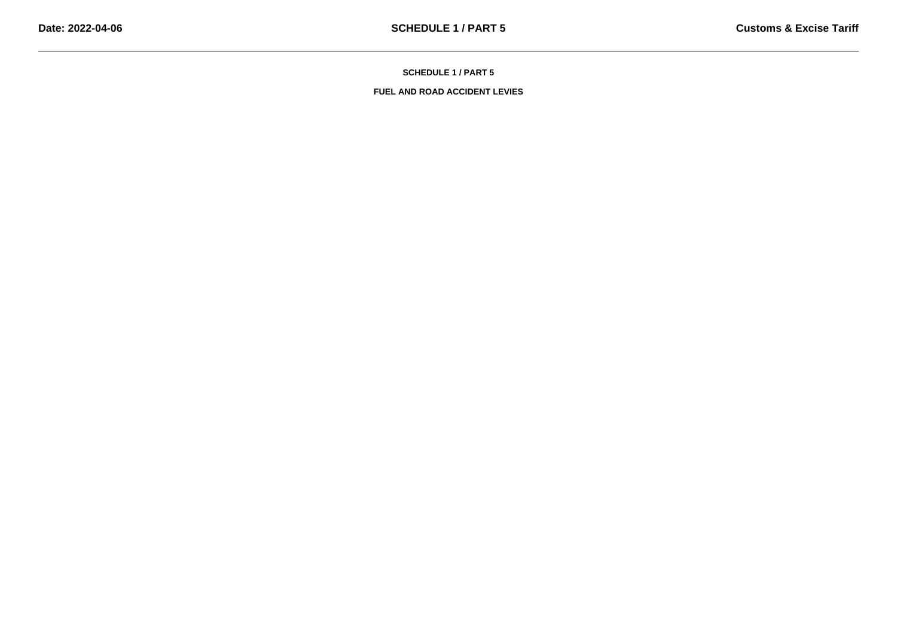# SCHEDULE 1 / PART 5

## FUEL AND ROAD ACCIDENT LEVIES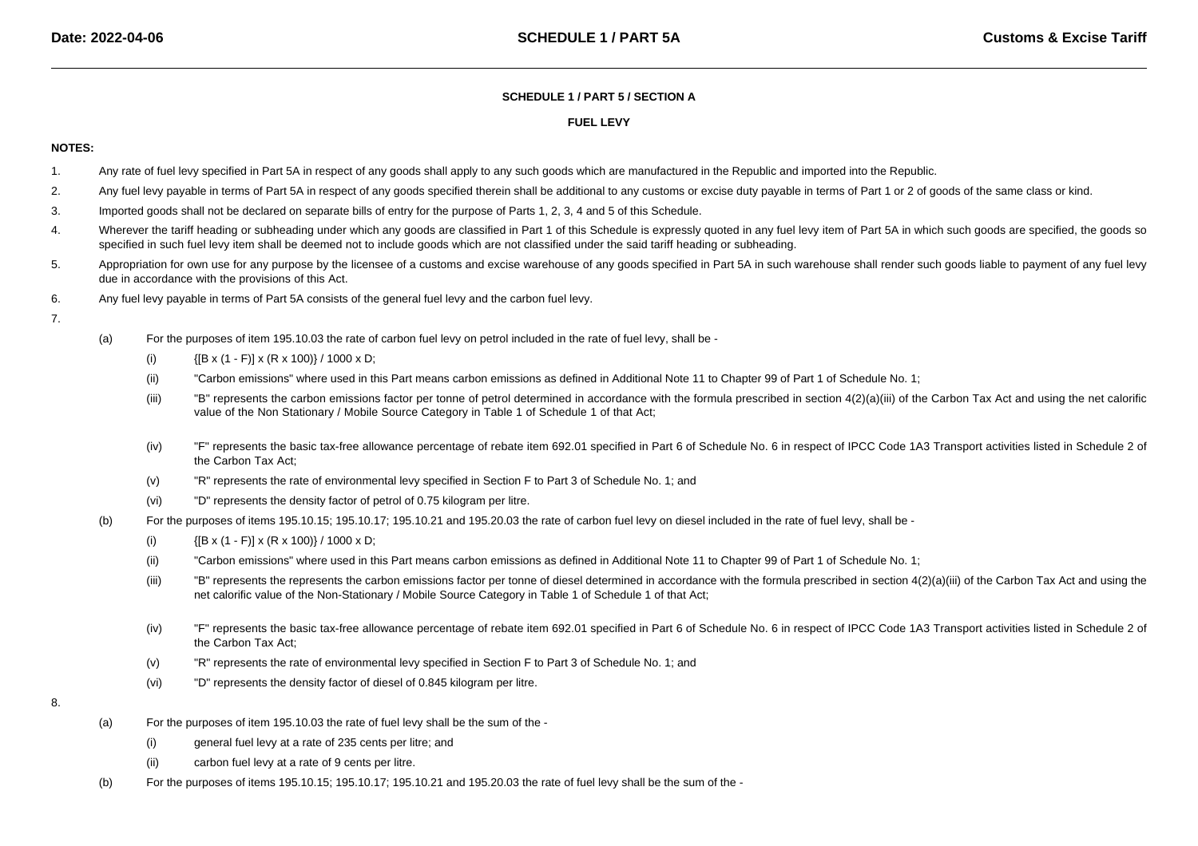## SCHEDULE 1 / PART 5 / SECTION A

## FUEL LEVY

**NOTES:**

1. Any rate of fuel levy specified in Part 5A in respect of any goods shall apply to any such goods which are manufactured in the Republic and imported into the Republic.
2. Any fuel levy payable in terms of Part 5A in respect of any goods specified therein shall be additional to any customs or excise duty payable in terms of Part 1 or 2 of goods of the same class or kind.
3. Imported goods shall not be declared on separate bills of entry for the purpose of Parts 1, 2, 3, 4 and 5 of this Schedule.
4. Wherever the tariff heading or subheading under which any goods are classified in Part 1 of this Schedule is expressly quoted in any fuel levy item of Part 5A in which such goods are specified, the goods so specified in such fuel levy item shall be deemed not to include goods which are not classified under the said tariff heading or subheading.
5. Appropriation for own use for any purpose by the licensee of a customs and excise warehouse of any goods specified in Part 5A in such warehouse shall render such goods liable to payment of any fuel levy due in accordance with the provisions of this Act.
6. Any fuel levy payable in terms of Part 5A consists of the general fuel levy and the carbon fuel levy.
7.
   (a) For the purposes of item 195.10.03 the rate of carbon fuel levy on petrol included in the rate of fuel levy, shall be -
      (i) $\{[B \times (1 - F)] \times (R \times 100)\} / 1000 \times D$;
      (ii) "Carbon emissions" where used in this Part means carbon emissions as defined in Additional Note 11 to Chapter 99 of Part 1 of Schedule No. 1;
      (iii) "B" represents the carbon emissions factor per tonne of petrol determined in accordance with the formula prescribed in section 4(2)(a)(iii) of the Carbon Tax Act and using the net calorific value of the Non Stationary / Mobile Source Category in Table 1 of Schedule 1 of that Act;
      (iv) "F" represents the basic tax-free allowance percentage of rebate item 692.01 specified in Part 6 of Schedule No. 6 in respect of IPCC Code 1A3 Transport activities listed in Schedule 2 of the Carbon Tax Act;
      (v) "R" represents the rate of environmental levy specified in Section F to Part 3 of Schedule No. 1; and
      (vi) "D" represents the density factor of petrol of 0.75 kilogram per litre.
   (b) For the purposes of items 195.10.15; 195.10.17; 195.10.21 and 195.20.03 the rate of carbon fuel levy on diesel included in the rate of fuel levy, shall be -
      (i) $\{[B \times (1 - F)] \times (R \times 100)\} / 1000 \times D$;
      (ii) "Carbon emissions" where used in this Part means carbon emissions as defined in Additional Note 11 to Chapter 99 of Part 1 of Schedule No. 1;
      (iii) "B" represents the represents the carbon emissions factor per tonne of diesel determined in accordance with the formula prescribed in section 4(2)(a)(iii) of the Carbon Tax Act and using the net calorific value of the Non-Stationary / Mobile Source Category in Table 1 of Schedule 1 of that Act;
      (iv) "F" represents the basic tax-free allowance percentage of rebate item 692.01 specified in Part 6 of Schedule No. 6 in respect of IPCC Code 1A3 Transport activities listed in Schedule 2 of the Carbon Tax Act;
      (v) "R" represents the rate of environmental levy specified in Section F to Part 3 of Schedule No. 1; and
      (vi) "D" represents the density factor of diesel of 0.845 kilogram per litre.
8.
   (a) For the purposes of item 195.10.03 the rate of fuel levy shall be the sum of the -
      (i) general fuel levy at a rate of 235 cents per litre; and
      (ii) carbon fuel levy at a rate of 9 cents per litre.
   (b) For the purposes of items 195.10.15; 195.10.17; 195.10.21 and 195.20.03 the rate of fuel levy shall be the sum of the -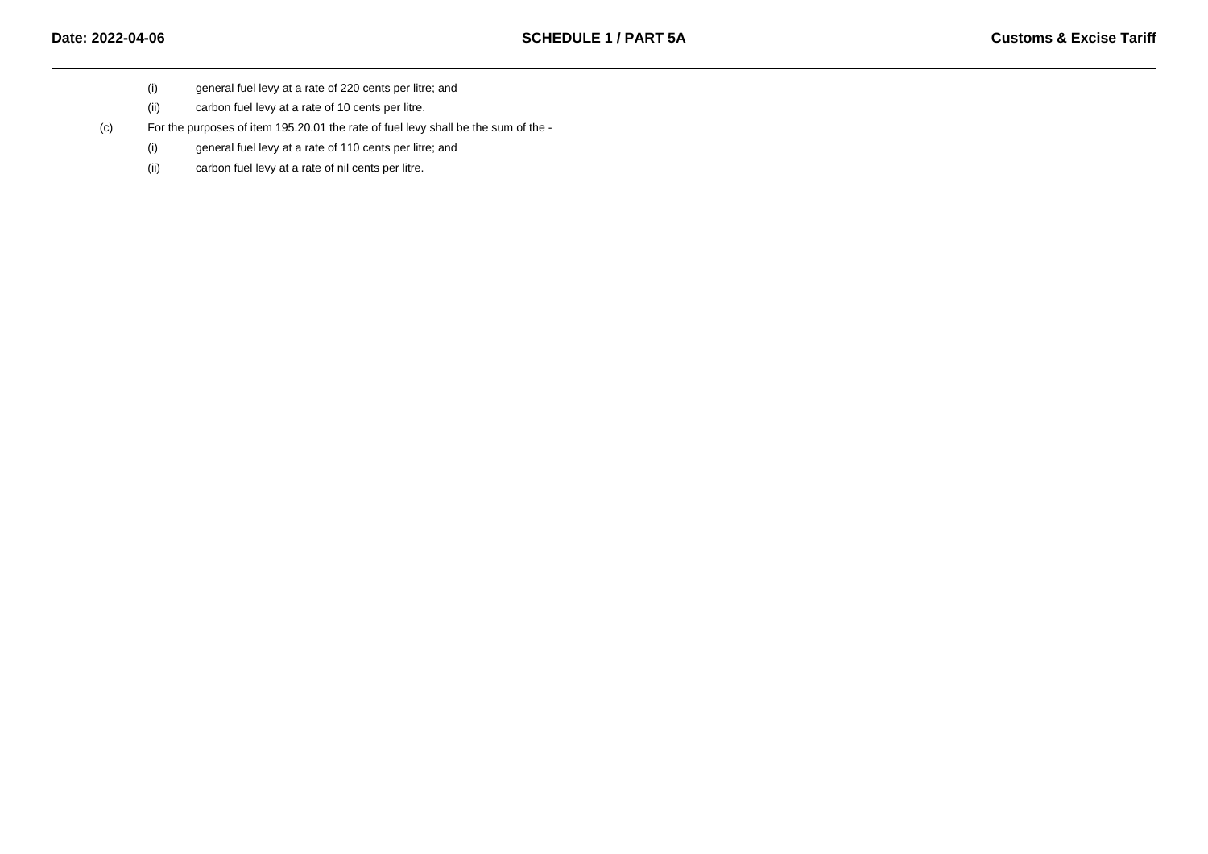(i) general fuel levy at a rate of 220 cents per litre; and

(ii) carbon fuel levy at a rate of 10 cents per litre.

(c) For the purposes of item 195.20.01 the rate of fuel levy shall be the sum of the -

(i) general fuel levy at a rate of 110 cents per litre; and

(ii) carbon fuel levy at a rate of nil cents per litre.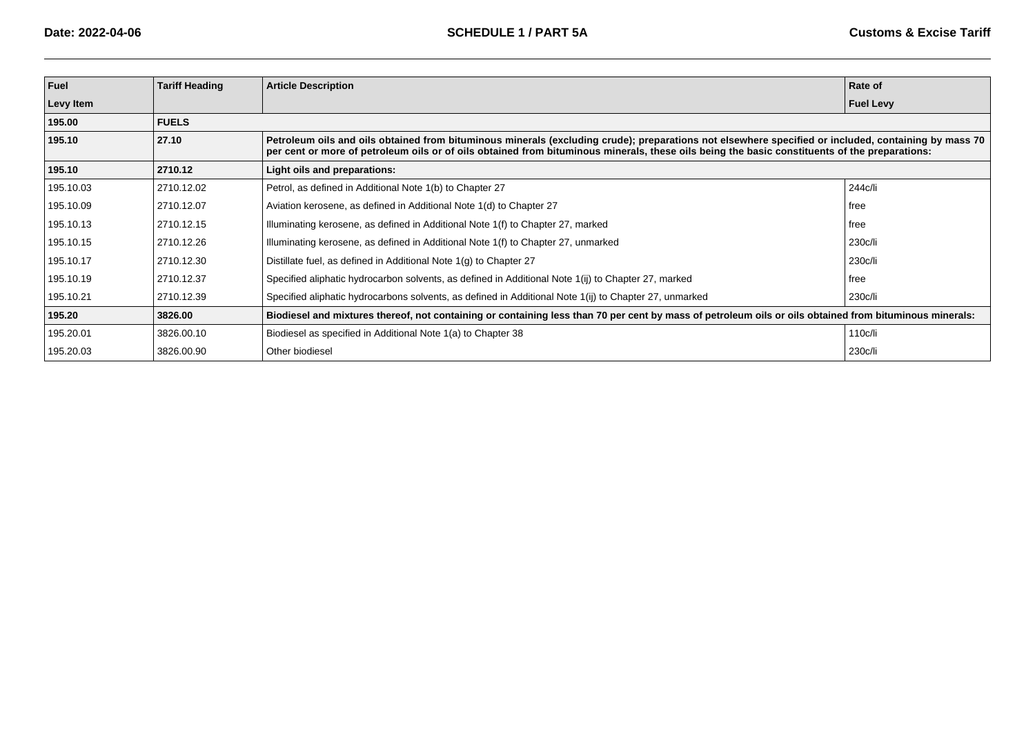| Fuel Levy Item | Tariff Heading | Article Description | Rate of Fuel Levy |
|---|---|---|---|
| **195.00** | **FUELS** | | |
| **195.10** | **27.10** | **Petroleum oils and oils obtained from bituminous minerals (excluding crude); preparations not elsewhere specified or included, containing by mass 70 per cent or more of petroleum oils or of oils obtained from bituminous minerals, these oils being the basic constituents of the preparations:** | |
| **195.10** | **2710.12** | **Light oils and preparations:** | |
| 195.10.03 | 2710.12.02 | Petrol, as defined in Additional Note 1(b) to Chapter 27 | 244c/li |
| 195.10.09 | 2710.12.07 | Aviation kerosene, as defined in Additional Note 1(d) to Chapter 27 | free |
| 195.10.13 | 2710.12.15 | Illuminating kerosene, as defined in Additional Note 1(f) to Chapter 27, marked | free |
| 195.10.15 | 2710.12.26 | Illuminating kerosene, as defined in Additional Note 1(f) to Chapter 27, unmarked | 230c/li |
| 195.10.17 | 2710.12.30 | Distillate fuel, as defined in Additional Note 1(g) to Chapter 27 | 230c/li |
| 195.10.19 | 2710.12.37 | Specified aliphatic hydrocarbon solvents, as defined in Additional Note 1(ij) to Chapter 27, marked | free |
| 195.10.21 | 2710.12.39 | Specified aliphatic hydrocarbons solvents, as defined in Additional Note 1(ij) to Chapter 27, unmarked | 230c/li |
| **195.20** | **3826.00** | **Biodiesel and mixtures thereof, not containing or containing less than 70 per cent by mass of petroleum oils or oils obtained from bituminous minerals:** | |
| 195.20.01 | 3826.00.10 | Biodiesel as specified in Additional Note 1(a) to Chapter 38 | 110c/li |
| 195.20.03 | 3826.00.90 | Other biodiesel | 230c/li |